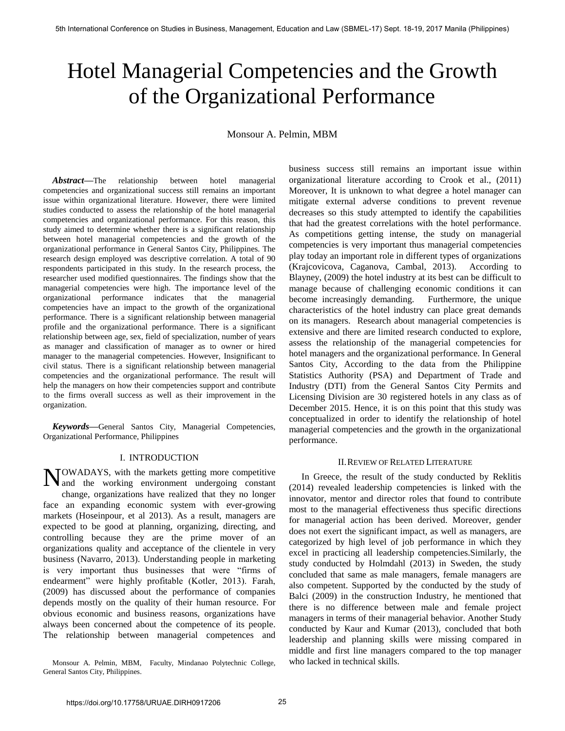# Hotel Managerial Competencies and the Growth of the Organizational Performance

Monsour A. Pelmin, MBM

***Abstract*—**The relationship between hotel managerial competencies and organizational success still remains an important issue within organizational literature. However, there were limited studies conducted to assess the relationship of the hotel managerial competencies and organizational performance. For this reason, this study aimed to determine whether there is a significant relationship between hotel managerial competencies and the growth of the organizational performance in General Santos City, Philippines. The research design employed was descriptive correlation. A total of 90 respondents participated in this study. In the research process, the researcher used modified questionnaires. The findings show that the managerial competencies were high. The importance level of the organizational performance indicates that the managerial competencies have an impact to the growth of the organizational performance. There is a significant relationship between managerial profile and the organizational performance. There is a significant relationship between age, sex, field of specialization, number of years as manager and classification of manager as to owner or hired manager to the managerial competencies. However, Insignificant to civil status. There is a significant relationship between managerial competencies and the organizational performance. The result will help the managers on how their competencies support and contribute to the firms overall success as well as their improvement in the organization.

***Keywords*—**General Santos City, Managerial Competencies, Organizational Performance, Philippines

## I. INTRODUCTION

NOWADAYS, with the markets getting more competitive and the working environment undergoing constant change, organizations have realized that they no longer face an expanding economic system with ever-growing markets (Hoseinpour, et al 2013). As a result, managers are expected to be good at planning, organizing, directing, and controlling because they are the prime mover of an organizations quality and acceptance of the clientele in very business (Navarro, 2013). Understanding people in marketing is very important thus businesses that were "firms of endearment" were highly profitable (Kotler, 2013). Farah, (2009) has discussed about the performance of companies depends mostly on the quality of their human resource. For obvious economic and business reasons, organizations have always been concerned about the competence of its people. The relationship between managerial competences and business success still remains an important issue within organizational literature according to Crook et al., (2011) Moreover, It is unknown to what degree a hotel manager can mitigate external adverse conditions to prevent revenue decreases so this study attempted to identify the capabilities that had the greatest correlations with the hotel performance. As competitions getting intense, the study on managerial competencies is very important thus managerial competencies play today an important role in different types of organizations (Krajcovicova, Caganova, Cambal, 2013). According to Blayney, (2009) the hotel industry at its best can be difficult to manage because of challenging economic conditions it can become increasingly demanding. Furthermore, the unique characteristics of the hotel industry can place great demands on its managers. Research about managerial competencies is extensive and there are limited research conducted to explore, assess the relationship of the managerial competencies for hotel managers and the organizational performance. In General Santos City, According to the data from the Philippine Statistics Authority (PSA) and Department of Trade and Industry (DTI) from the General Santos City Permits and Licensing Division are 30 registered hotels in any class as of December 2015. Hence, it is on this point that this study was conceptualized in order to identify the relationship of hotel managerial competencies and the growth in the organizational performance.

## II. REVIEW OF RELATED LITERATURE

In Greece, the result of the study conducted by Reklitis (2014) revealed leadership competencies is linked with the innovator, mentor and director roles that found to contribute most to the managerial effectiveness thus specific directions for managerial action has been derived. Moreover, gender does not exert the significant impact, as well as managers, are categorized by high level of job performance in which they excel in practicing all leadership competencies.Similarly, the study conducted by Holmdahl (2013) in Sweden, the study concluded that same as male managers, female managers are also competent. Supported by the conducted by the study of Balci (2009) in the construction Industry, he mentioned that there is no difference between male and female project managers in terms of their managerial behavior. Another Study conducted by Kaur and Kumar (2013), concluded that both leadership and planning skills were missing compared in middle and first line managers compared to the top manager who lacked in technical skills.

Monsour A. Pelmin, MBM, Faculty, Mindanao Polytechnic College, General Santos City, Philippines.

https://doi.org/10.17758/URUAE.DIRH0917206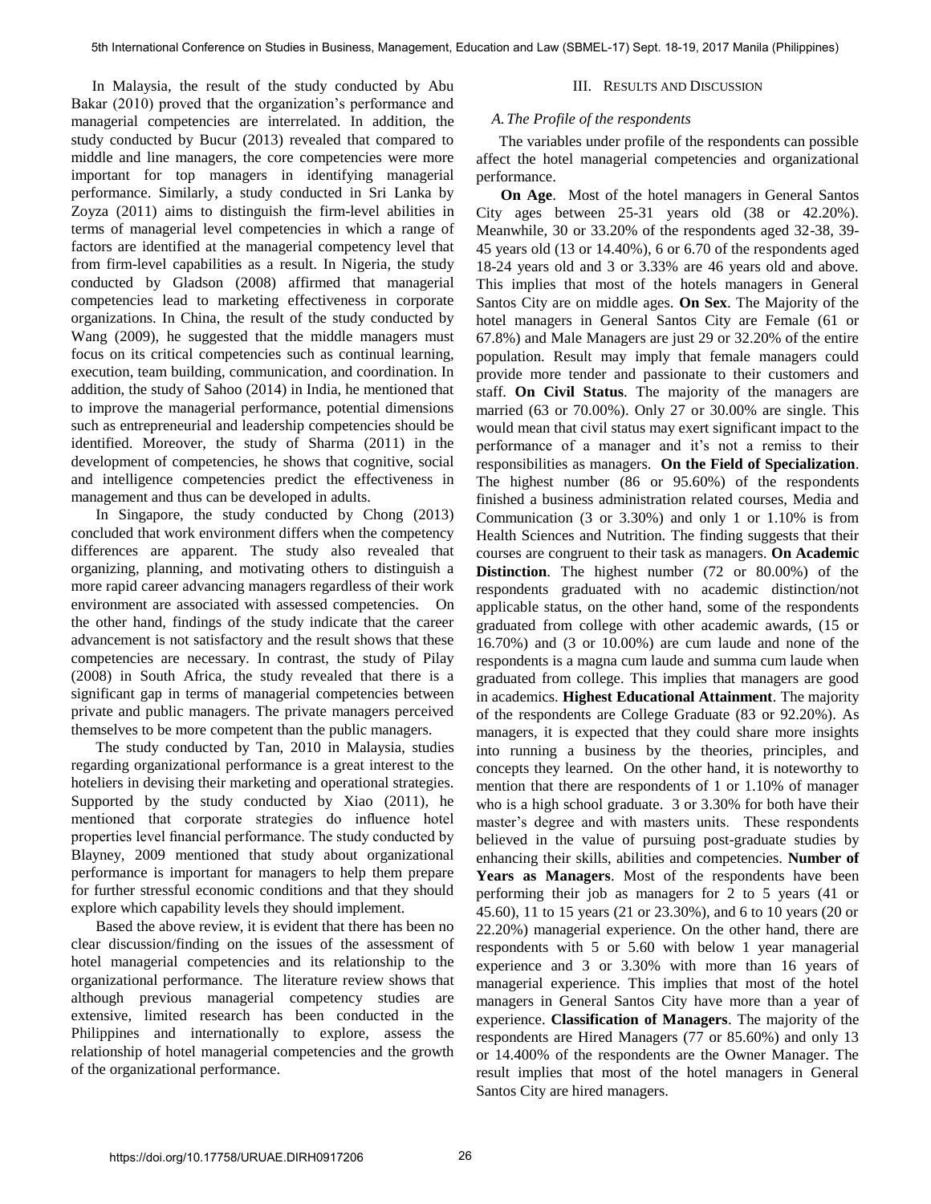In Malaysia, the result of the study conducted by Abu Bakar (2010) proved that the organization's performance and managerial competencies are interrelated. In addition, the study conducted by Bucur (2013) revealed that compared to middle and line managers, the core competencies were more important for top managers in identifying managerial performance. Similarly, a study conducted in Sri Lanka by Zoyza (2011) aims to distinguish the firm-level abilities in terms of managerial level competencies in which a range of factors are identified at the managerial competency level that from firm-level capabilities as a result. In Nigeria, the study conducted by Gladson (2008) affirmed that managerial competencies lead to marketing effectiveness in corporate organizations. In China, the result of the study conducted by Wang (2009), he suggested that the middle managers must focus on its critical competencies such as continual learning, execution, team building, communication, and coordination. In addition, the study of Sahoo (2014) in India, he mentioned that to improve the managerial performance, potential dimensions such as entrepreneurial and leadership competencies should be identified. Moreover, the study of Sharma (2011) in the development of competencies, he shows that cognitive, social and intelligence competencies predict the effectiveness in management and thus can be developed in adults.

In Singapore, the study conducted by Chong (2013) concluded that work environment differs when the competency differences are apparent. The study also revealed that organizing, planning, and motivating others to distinguish a more rapid career advancing managers regardless of their work environment are associated with assessed competencies. On the other hand, findings of the study indicate that the career advancement is not satisfactory and the result shows that these competencies are necessary. In contrast, the study of Pilay (2008) in South Africa, the study revealed that there is a significant gap in terms of managerial competencies between private and public managers. The private managers perceived themselves to be more competent than the public managers.

The study conducted by Tan, 2010 in Malaysia, studies regarding organizational performance is a great interest to the hoteliers in devising their marketing and operational strategies. Supported by the study conducted by Xiao (2011), he mentioned that corporate strategies do influence hotel properties level financial performance. The study conducted by Blayney, 2009 mentioned that study about organizational performance is important for managers to help them prepare for further stressful economic conditions and that they should explore which capability levels they should implement.

Based the above review, it is evident that there has been no clear discussion/finding on the issues of the assessment of hotel managerial competencies and its relationship to the organizational performance. The literature review shows that although previous managerial competency studies are extensive, limited research has been conducted in the Philippines and internationally to explore, assess the relationship of hotel managerial competencies and the growth of the organizational performance.

## III. Results and Discussion

### *A. The Profile of the respondents*

The variables under profile of the respondents can possible affect the hotel managerial competencies and organizational performance.

**On Age**. Most of the hotel managers in General Santos City ages between 25-31 years old (38 or 42.20%). Meanwhile, 30 or 33.20% of the respondents aged 32-38, 39-45 years old (13 or 14.40%), 6 or 6.70 of the respondents aged 18-24 years old and 3 or 3.33% are 46 years old and above. This implies that most of the hotels managers in General Santos City are on middle ages. **On Sex**. The Majority of the hotel managers in General Santos City are Female (61 or 67.8%) and Male Managers are just 29 or 32.20% of the entire population. Result may imply that female managers could provide more tender and passionate to their customers and staff. **On Civil Status**. The majority of the managers are married (63 or 70.00%). Only 27 or 30.00% are single. This would mean that civil status may exert significant impact to the performance of a manager and it's not a remiss to their responsibilities as managers. **On the Field of Specialization**. The highest number (86 or 95.60%) of the respondents finished a business administration related courses, Media and Communication (3 or 3.30%) and only 1 or 1.10% is from Health Sciences and Nutrition. The finding suggests that their courses are congruent to their task as managers. **On Academic Distinction**. The highest number (72 or 80.00%) of the respondents graduated with no academic distinction/not applicable status, on the other hand, some of the respondents graduated from college with other academic awards, (15 or 16.70%) and (3 or 10.00%) are cum laude and none of the respondents is a magna cum laude and summa cum laude when graduated from college. This implies that managers are good in academics. **Highest Educational Attainment**. The majority of the respondents are College Graduate (83 or 92.20%). As managers, it is expected that they could share more insights into running a business by the theories, principles, and concepts they learned. On the other hand, it is noteworthy to mention that there are respondents of 1 or 1.10% of manager who is a high school graduate. 3 or 3.30% for both have their master's degree and with masters units. These respondents believed in the value of pursuing post-graduate studies by enhancing their skills, abilities and competencies. **Number of Years as Managers**. Most of the respondents have been performing their job as managers for 2 to 5 years (41 or 45.60), 11 to 15 years (21 or 23.30%), and 6 to 10 years (20 or 22.20%) managerial experience. On the other hand, there are respondents with 5 or 5.60 with below 1 year managerial experience and 3 or 3.30% with more than 16 years of managerial experience. This implies that most of the hotel managers in General Santos City have more than a year of experience. **Classification of Managers**. The majority of the respondents are Hired Managers (77 or 85.60%) and only 13 or 14.400% of the respondents are the Owner Manager. The result implies that most of the hotel managers in General Santos City are hired managers.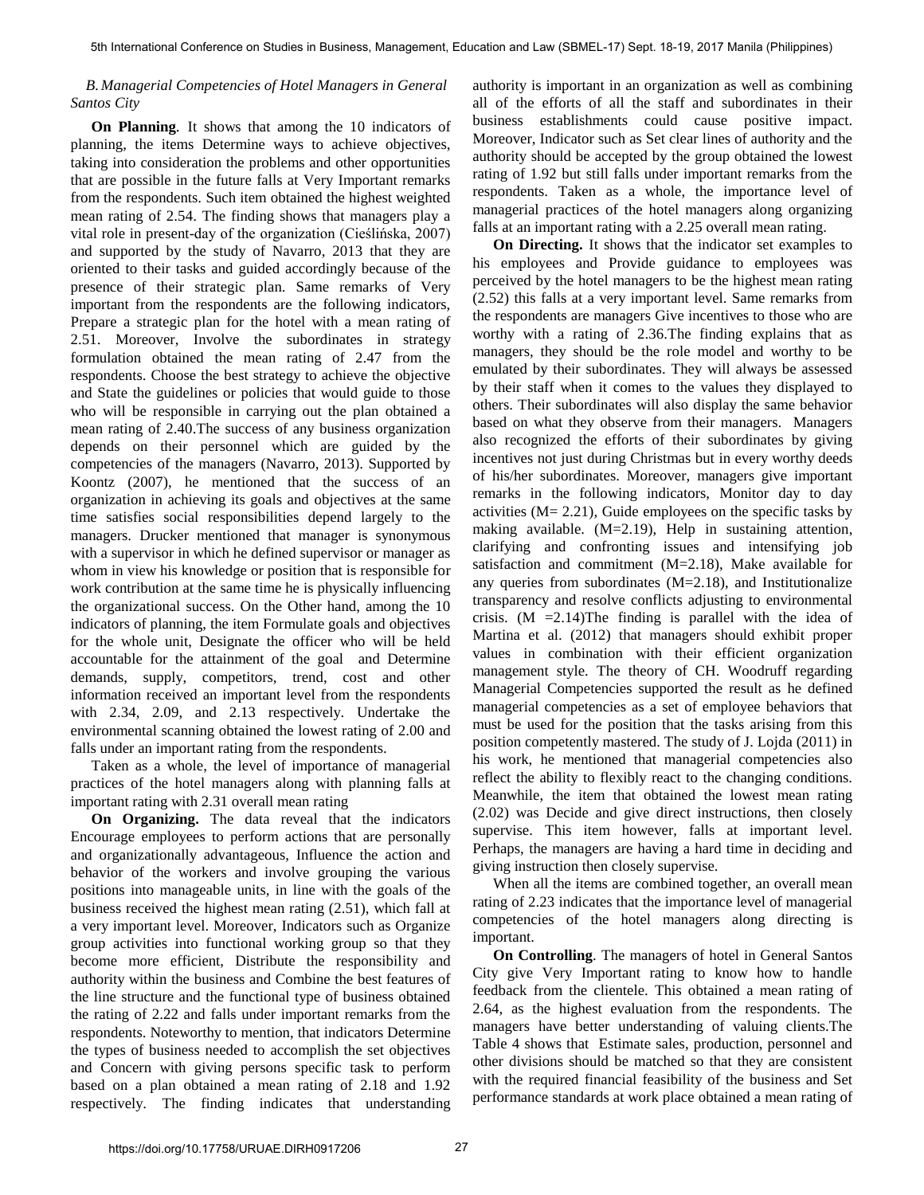### *B. Managerial Competencies of Hotel Managers in General Santos City*

**On Planning**. It shows that among the 10 indicators of planning, the items Determine ways to achieve objectives, taking into consideration the problems and other opportunities that are possible in the future falls at Very Important remarks from the respondents. Such item obtained the highest weighted mean rating of 2.54. The finding shows that managers play a vital role in present-day of the organization (Cieślińska, 2007) and supported by the study of Navarro, 2013 that they are oriented to their tasks and guided accordingly because of the presence of their strategic plan. Same remarks of Very important from the respondents are the following indicators, Prepare a strategic plan for the hotel with a mean rating of 2.51. Moreover, Involve the subordinates in strategy formulation obtained the mean rating of 2.47 from the respondents. Choose the best strategy to achieve the objective and State the guidelines or policies that would guide to those who will be responsible in carrying out the plan obtained a mean rating of 2.40.The success of any business organization depends on their personnel which are guided by the competencies of the managers (Navarro, 2013). Supported by Koontz (2007), he mentioned that the success of an organization in achieving its goals and objectives at the same time satisfies social responsibilities depend largely to the managers. Drucker mentioned that manager is synonymous with a supervisor in which he defined supervisor or manager as whom in view his knowledge or position that is responsible for work contribution at the same time he is physically influencing the organizational success. On the Other hand, among the 10 indicators of planning, the item Formulate goals and objectives for the whole unit, Designate the officer who will be held accountable for the attainment of the goal and Determine demands, supply, competitors, trend, cost and other information received an important level from the respondents with 2.34, 2.09, and 2.13 respectively. Undertake the environmental scanning obtained the lowest rating of 2.00 and falls under an important rating from the respondents.

Taken as a whole, the level of importance of managerial practices of the hotel managers along with planning falls at important rating with 2.31 overall mean rating

**On Organizing.** The data reveal that the indicators Encourage employees to perform actions that are personally and organizationally advantageous, Influence the action and behavior of the workers and involve grouping the various positions into manageable units, in line with the goals of the business received the highest mean rating (2.51), which fall at a very important level. Moreover, Indicators such as Organize group activities into functional working group so that they become more efficient, Distribute the responsibility and authority within the business and Combine the best features of the line structure and the functional type of business obtained the rating of 2.22 and falls under important remarks from the respondents. Noteworthy to mention, that indicators Determine the types of business needed to accomplish the set objectives and Concern with giving persons specific task to perform based on a plan obtained a mean rating of 2.18 and 1.92 respectively. The finding indicates that understanding authority is important in an organization as well as combining all of the efforts of all the staff and subordinates in their business establishments could cause positive impact. Moreover, Indicator such as Set clear lines of authority and the authority should be accepted by the group obtained the lowest rating of 1.92 but still falls under important remarks from the respondents. Taken as a whole, the importance level of managerial practices of the hotel managers along organizing falls at an important rating with a 2.25 overall mean rating.

**On Directing.** It shows that the indicator set examples to his employees and Provide guidance to employees was perceived by the hotel managers to be the highest mean rating (2.52) this falls at a very important level. Same remarks from the respondents are managers Give incentives to those who are worthy with a rating of 2.36.The finding explains that as managers, they should be the role model and worthy to be emulated by their subordinates. They will always be assessed by their staff when it comes to the values they displayed to others. Their subordinates will also display the same behavior based on what they observe from their managers. Managers also recognized the efforts of their subordinates by giving incentives not just during Christmas but in every worthy deeds of his/her subordinates. Moreover, managers give important remarks in the following indicators, Monitor day to day activities (M= 2.21), Guide employees on the specific tasks by making available. (M=2.19), Help in sustaining attention, clarifying and confronting issues and intensifying job satisfaction and commitment (M=2.18), Make available for any queries from subordinates (M=2.18), and Institutionalize transparency and resolve conflicts adjusting to environmental crisis. (M =2.14)The finding is parallel with the idea of Martina et al. (2012) that managers should exhibit proper values in combination with their efficient organization management style. The theory of CH. Woodruff regarding Managerial Competencies supported the result as he defined managerial competencies as a set of employee behaviors that must be used for the position that the tasks arising from this position competently mastered. The study of J. Lojda (2011) in his work, he mentioned that managerial competencies also reflect the ability to flexibly react to the changing conditions. Meanwhile, the item that obtained the lowest mean rating (2.02) was Decide and give direct instructions, then closely supervise. This item however, falls at important level. Perhaps, the managers are having a hard time in deciding and giving instruction then closely supervise.

When all the items are combined together, an overall mean rating of 2.23 indicates that the importance level of managerial competencies of the hotel managers along directing is important.

**On Controlling**. The managers of hotel in General Santos City give Very Important rating to know how to handle feedback from the clientele. This obtained a mean rating of 2.64, as the highest evaluation from the respondents. The managers have better understanding of valuing clients.The Table 4 shows that Estimate sales, production, personnel and other divisions should be matched so that they are consistent with the required financial feasibility of the business and Set performance standards at work place obtained a mean rating of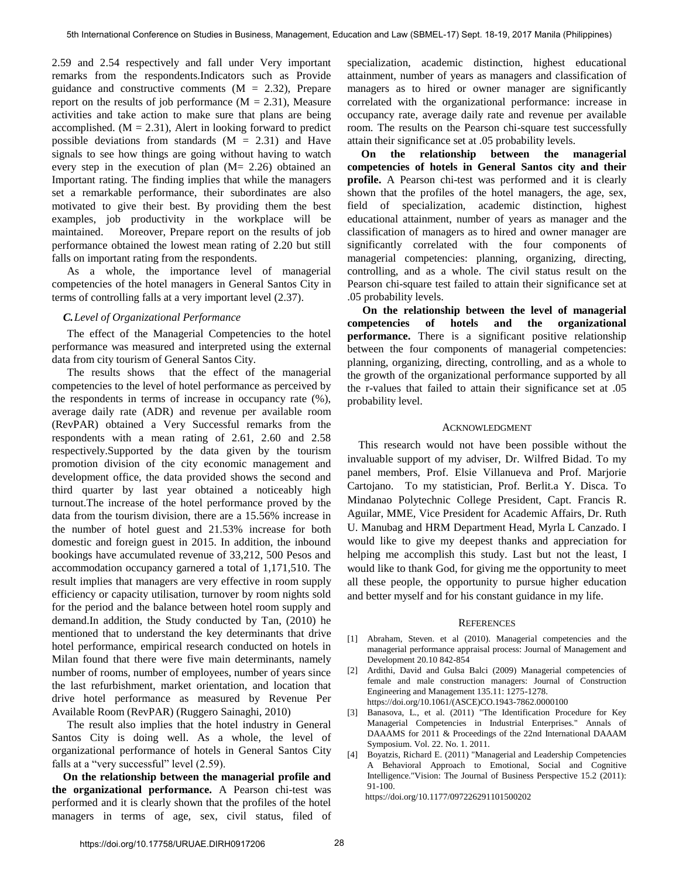2.59 and 2.54 respectively and fall under Very important remarks from the respondents.Indicators such as Provide guidance and constructive comments (M = 2.32), Prepare report on the results of job performance (M = 2.31), Measure activities and take action to make sure that plans are being accomplished. (M = 2.31), Alert in looking forward to predict possible deviations from standards (M = 2.31) and Have signals to see how things are going without having to watch every step in the execution of plan (M= 2.26) obtained an Important rating. The finding implies that while the managers set a remarkable performance, their subordinates are also motivated to give their best. By providing them the best examples, job productivity in the workplace will be maintained. Moreover, Prepare report on the results of job performance obtained the lowest mean rating of 2.20 but still falls on important rating from the respondents.

As a whole, the importance level of managerial competencies of the hotel managers in General Santos City in terms of controlling falls at a very important level (2.37).

### *C. Level of Organizational Performance*

The effect of the Managerial Competencies to the hotel performance was measured and interpreted using the external data from city tourism of General Santos City.

The results shows that the effect of the managerial competencies to the level of hotel performance as perceived by the respondents in terms of increase in occupancy rate (%), average daily rate (ADR) and revenue per available room (RevPAR) obtained a Very Successful remarks from the respondents with a mean rating of 2.61, 2.60 and 2.58 respectively.Supported by the data given by the tourism promotion division of the city economic management and development office, the data provided shows the second and third quarter by last year obtained a noticeably high turnout.The increase of the hotel performance proved by the data from the tourism division, there are a 15.56% increase in the number of hotel guest and 21.53% increase for both domestic and foreign guest in 2015. In addition, the inbound bookings have accumulated revenue of 33,212, 500 Pesos and accommodation occupancy garnered a total of 1,171,510. The result implies that managers are very effective in room supply efficiency or capacity utilisation, turnover by room nights sold for the period and the balance between hotel room supply and demand.In addition, the Study conducted by Tan, (2010) he mentioned that to understand the key determinants that drive hotel performance, empirical research conducted on hotels in Milan found that there were five main determinants, namely number of rooms, number of employees, number of years since the last refurbishment, market orientation, and location that drive hotel performance as measured by Revenue Per Available Room (RevPAR) (Ruggero Sainaghi, 2010)

The result also implies that the hotel industry in General Santos City is doing well. As a whole, the level of organizational performance of hotels in General Santos City falls at a "very successful" level (2.59).

**On the relationship between the managerial profile and the organizational performance.** A Pearson chi-test was performed and it is clearly shown that the profiles of the hotel managers in terms of age, sex, civil status, filed of specialization, academic distinction, highest educational attainment, number of years as managers and classification of managers as to hired or owner manager are significantly correlated with the organizational performance: increase in occupancy rate, average daily rate and revenue per available room. The results on the Pearson chi-square test successfully attain their significance set at .05 probability levels.

**On the relationship between the managerial competencies of hotels in General Santos city and their profile.** A Pearson chi-test was performed and it is clearly shown that the profiles of the hotel managers, the age, sex, field of specialization, academic distinction, highest educational attainment, number of years as manager and the classification of managers as to hired and owner manager are significantly correlated with the four components of managerial competencies: planning, organizing, directing, controlling, and as a whole. The civil status result on the Pearson chi-square test failed to attain their significance set at .05 probability levels.

**On the relationship between the level of managerial competencies of hotels and the organizational performance.** There is a significant positive relationship between the four components of managerial competencies: planning, organizing, directing, controlling, and as a whole to the growth of the organizational performance supported by all the r-values that failed to attain their significance set at .05 probability level.

## Acknowledgment

This research would not have been possible without the invaluable support of my adviser, Dr. Wilfred Bidad. To my panel members, Prof. Elsie Villanueva and Prof. Marjorie Cartojano. To my statistician, Prof. Berlit.a Y. Disca. To Mindanao Polytechnic College President, Capt. Francis R. Aguilar, MME, Vice President for Academic Affairs, Dr. Ruth U. Manubag and HRM Department Head, Myrla L Canzado. I would like to give my deepest thanks and appreciation for helping me accomplish this study. Last but not the least, I would like to thank God, for giving me the opportunity to meet all these people, the opportunity to pursue higher education and better myself and for his constant guidance in my life.

## References

[1] Abraham, Steven. et al (2010). Managerial competencies and the managerial performance appraisal process: Journal of Management and Development 20.10 842-854

[2] Ardithi, David and Gulsa Balci (2009) Managerial competencies of female and male construction managers: Journal of Construction Engineering and Management 135.11: 1275-1278. https://doi.org/10.1061/(ASCE)CO.1943-7862.0000100

[3] Banasova, L., et al. (2011) "The Identification Procedure for Key Managerial Competencies in Industrial Enterprises." Annals of DAAAMS for 2011 & Proceedings of the 22nd International DAAAM Symposium. Vol. 22. No. 1. 2011.

[4] Boyatzis, Richard E. (2011) "Managerial and Leadership Competencies A Behavioral Approach to Emotional, Social and Cognitive Intelligence."Vision: The Journal of Business Perspective 15.2 (2011): 91-100. https://doi.org/10.1177/097226291101500202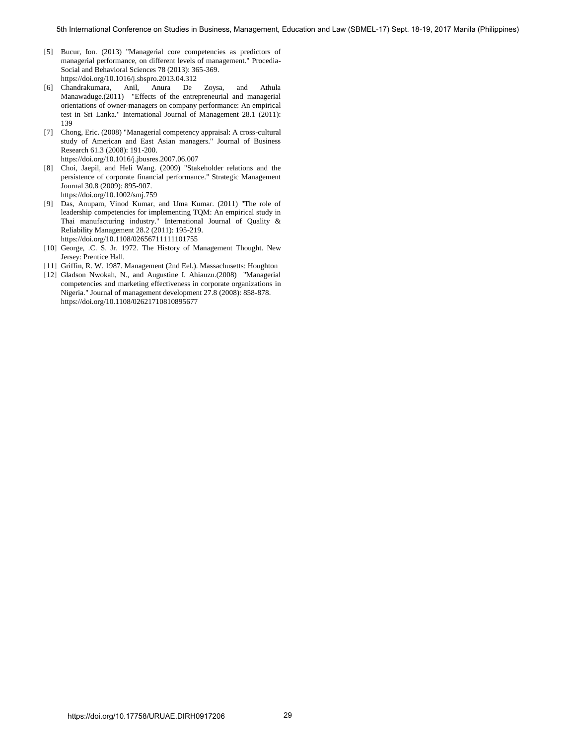[5] Bucur, Ion. (2013) "Managerial core competencies as predictors of managerial performance, on different levels of management." Procedia-Social and Behavioral Sciences 78 (2013): 365-369. https://doi.org/10.1016/j.sbspro.2013.04.312

[6] Chandrakumara, Anil, Anura De Zoysa, and Athula Manawaduge.(2011) "Effects of the entrepreneurial and managerial orientations of owner-managers on company performance: An empirical test in Sri Lanka." International Journal of Management 28.1 (2011): 139

[7] Chong, Eric. (2008) "Managerial competency appraisal: A cross-cultural study of American and East Asian managers." Journal of Business Research 61.3 (2008): 191-200. https://doi.org/10.1016/j.jbusres.2007.06.007

[8] Choi, Jaepil, and Heli Wang. (2009) "Stakeholder relations and the persistence of corporate financial performance." Strategic Management Journal 30.8 (2009): 895-907. https://doi.org/10.1002/smj.759

[9] Das, Anupam, Vinod Kumar, and Uma Kumar. (2011) "The role of leadership competencies for implementing TQM: An empirical study in Thai manufacturing industry." International Journal of Quality & Reliability Management 28.2 (2011): 195-219. https://doi.org/10.1108/02656711111101755

[10] George, .C. S. Jr. 1972. The History of Management Thought. New Jersey: Prentice Hall.

[11] Griffin, R. W. 1987. Management (2nd Eel.). Massachusetts: Houghton

[12] Gladson Nwokah, N., and Augustine I. Ahiauzu.(2008) "Managerial competencies and marketing effectiveness in corporate organizations in Nigeria." Journal of management development 27.8 (2008): 858-878. https://doi.org/10.1108/02621710810895677